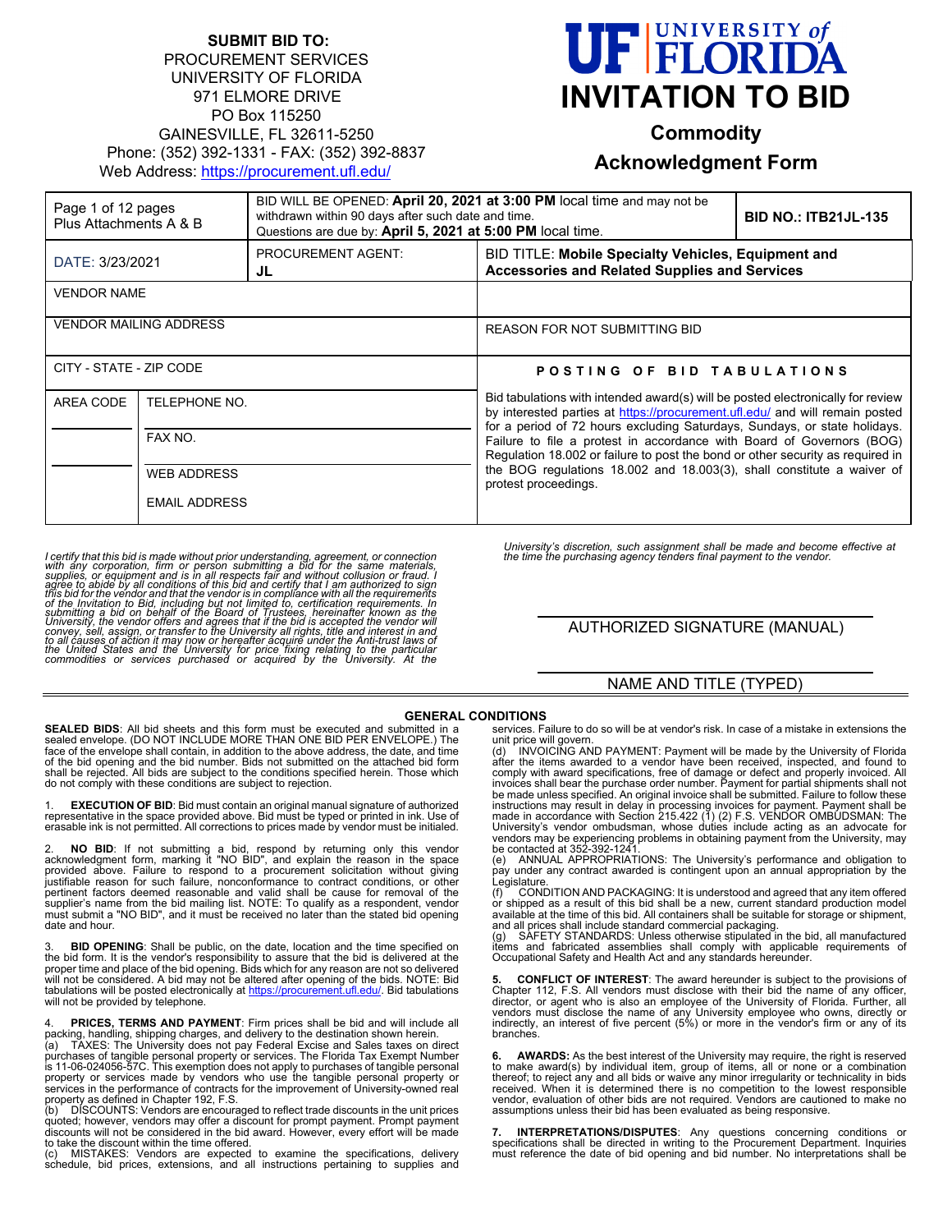**SUBMIT BID TO:**
PROCUREMENT SERVICES
UNIVERSITY OF FLORIDA
971 ELMORE DRIVE
PO Box 115250
GAINESVILLE, FL 32611-5250
Phone: (352) 392-1331 - FAX: (352) 392-8837
Web Address: https://procurement.ufl.edu/

# UF | UNIVERSITY of FLORIDA
# INVITATION TO BID
## Commodity
## Acknowledgment Form

| Page 1 of 12 pages Plus Attachments A & B | BID WILL BE OPENED: **April 20, 2021 at 3:00 PM** local time and may not be withdrawn within 90 days after such date and time. Questions are due by: **April 5, 2021 at 5:00 PM** local time. | | **BID NO.: ITB21JL-135** |
|---|---|---|---|
| DATE: 3/23/2021 | PROCUREMENT AGENT: **JL** | BID TITLE: **Mobile Specialty Vehicles, Equipment and Accessories and Related Supplies and Services** | |
| VENDOR NAME | | | |
| VENDOR MAILING ADDRESS | | REASON FOR NOT SUBMITTING BID | |
| CITY - STATE - ZIP CODE | | **POSTING OF BID TABULATIONS** | |
| AREA CODE | TELEPHONE NO. | Bid tabulations with intended award(s) will be posted electronically for review by interested parties at https://procurement.ufl.edu/ and will remain posted for a period of 72 hours excluding Saturdays, Sundays, or state holidays. Failure to file a protest in accordance with Board of Governors (BOG) Regulation 18.002 or failure to post the bond or other security as required in the BOG regulations 18.002 and 18.003(3), shall constitute a waiver of protest proceedings. | |
| | FAX NO. | | |
| | WEB ADDRESS | | |
| | EMAIL ADDRESS | | |

*I certify that this bid is made without prior understanding, agreement, or connection with any corporation, firm or person submitting a bid for the same materials, supplies, or equipment and is in all respects fair and without collusion or fraud. I agree to abide by all conditions of this bid and certify that I am authorized to sign this bid for the vendor and that the vendor is in compliance with all the requirements of the Invitation to Bid, including but not limited to, certification requirements. In submitting a bid on behalf of the Board of Trustees, hereinafter known as the University, the vendor offers and agrees that if the bid is accepted the vendor will convey, sell, assign, or transfer to the University all rights, title and interest in and to all causes of action it may now or hereafter acquire under the Anti-trust laws of the United States and the University for price fixing relating to the particular commodities or services purchased or acquired by the University. At the University's discretion, such assignment shall be made and become effective at the time the purchasing agency tenders final payment to the vendor.*

AUTHORIZED SIGNATURE (MANUAL)

NAME AND TITLE (TYPED)

## GENERAL CONDITIONS

**SEALED BIDS**: All bid sheets and this form must be executed and submitted in a sealed envelope. (DO NOT INCLUDE MORE THAN ONE BID PER ENVELOPE.) The face of the envelope shall contain, in addition to the above address, the date, and time of the bid opening and the bid number. Bids not submitted on the attached bid form shall be rejected. All bids are subject to the conditions specified herein. Those which do not comply with these conditions are subject to rejection.

1. **EXECUTION OF BID**: Bid must contain an original manual signature of authorized representative in the space provided above. Bid must be typed or printed in ink. Use of erasable ink is not permitted. All corrections to prices made by vendor must be initialed.

2. **NO BID**: If not submitting a bid, respond by returning only this vendor acknowledgment form, marking it "NO BID", and explain the reason in the space provided above. Failure to respond to a procurement solicitation without giving justifiable reason for such failure, nonconformance to contract conditions, or other pertinent factors deemed reasonable and valid shall be cause for removal of the supplier's name from the bid mailing list. NOTE: To qualify as a respondent, vendor must submit a "NO BID", and it must be received no later than the stated bid opening date and hour.

3. **BID OPENING**: Shall be public, on the date, location and the time specified on the bid form. It is the vendor's responsibility to assure that the bid is delivered at the proper time and place of the bid opening. Bids which for any reason are not so delivered will not be considered. A bid may not be altered after opening of the bids. NOTE: Bid tabulations will be posted electronically at https://procurement.ufl.edu/. Bid tabulations will not be provided by telephone.

4. **PRICES, TERMS AND PAYMENT**: Firm prices shall be bid and will include all packing, handling, shipping charges, and delivery to the destination shown herein.
(a) TAXES: The University does not pay Federal Excise and Sales taxes on direct purchases of tangible personal property or services. The Florida Tax Exempt Number is 11-06-024056-57C. This exemption does not apply to purchases of tangible personal property or services made by vendors who use the tangible personal property or services in the performance of contracts for the improvement of University-owned real property as defined in Chapter 192, F.S.
(b) DISCOUNTS: Vendors are encouraged to reflect trade discounts in the unit prices quoted; however, vendors may offer a discount for prompt payment. Prompt payment discounts will not be considered in the bid award. However, every effort will be made to take the discount within the time offered.
(c) MISTAKES: Vendors are expected to examine the specifications, delivery schedule, bid prices, extensions, and all instructions pertaining to supplies and services. Failure to do so will be at vendor's risk. In case of a mistake in extensions the unit price will govern.
(d) INVOICING AND PAYMENT: Payment will be made by the University of Florida after the items awarded to a vendor have been received, inspected, and found to comply with award specifications, free of damage or defect and properly invoiced. All invoices shall bear the purchase order number. Payment for partial shipments shall not be made unless specified. An original invoice shall be submitted. Failure to follow these instructions may result in delay in processing invoices for payment. Payment shall be made in accordance with Section 215.422 (1) (2) F.S. VENDOR OMBUDSMAN: The University's vendor ombudsman, whose duties include acting as an advocate for vendors may be experiencing problems in obtaining payment from the University, may be contacted at 352-392-1241.
(e) ANNUAL APPROPRIATIONS: The University's performance and obligation to pay under any contract awarded is contingent upon an annual appropriation by the Legislature.
(f) CONDITION AND PACKAGING: It is understood and agreed that any item offered or shipped as a result of this bid shall be a new, current standard production model available at the time of this bid. All containers shall be suitable for storage or shipment, and all prices shall include standard commercial packaging.
(g) SAFETY STANDARDS: Unless otherwise stipulated in the bid, all manufactured items and fabricated assemblies shall comply with applicable requirements of Occupational Safety and Health Act and any standards hereunder.

5. **CONFLICT OF INTEREST**: The award hereunder is subject to the provisions of Chapter 112, F.S. All vendors must disclose with their bid the name of any officer, director, or agent who is also an employee of the University of Florida. Further, all vendors must disclose the name of any University employee who owns, directly or indirectly, an interest of five percent (5%) or more in the vendor's firm or any of its branches.

6. **AWARDS:** As the best interest of the University may require, the right is reserved to make award(s) by individual item, group of items, all or none or a combination thereof; to reject any and all bids or waive any minor irregularity or technicality in bids received. When it is determined there is no competition to the lowest responsible vendor, evaluation of other bids are not required. Vendors are cautioned to make no assumptions unless their bid has been evaluated as being responsive.

7. **INTERPRETATIONS/DISPUTES**: Any questions concerning conditions or specifications shall be directed in writing to the Procurement Department. Inquiries must reference the date of bid opening and bid number. No interpretations shall be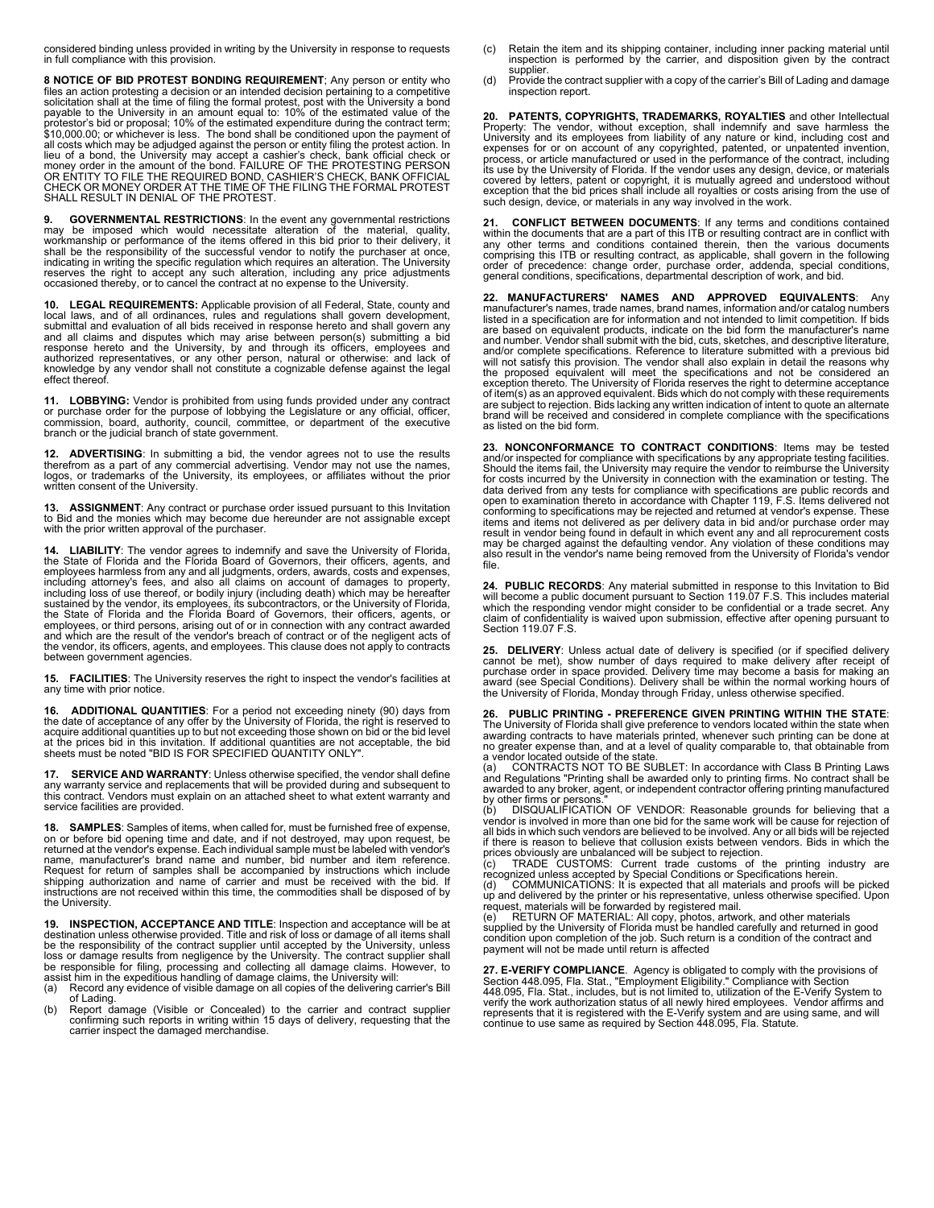considered binding unless provided in writing by the University in response to requests in full compliance with this provision.

**8 NOTICE OF BID PROTEST BONDING REQUIREMENT**; Any person or entity who files an action protesting a decision or an intended decision pertaining to a competitive solicitation shall at the time of filing the formal protest, post with the University a bond payable to the University in an amount equal to: 10% of the estimated value of the protestor's bid or proposal; 10% of the estimated expenditure during the contract term; $10,000.00; or whichever is less. The bond shall be conditioned upon the payment of all costs which may be adjudged against the person or entity filing the protest action. In lieu of a bond, the University may accept a cashier's check, bank official check or money order in the amount of the bond. FAILURE OF THE PROTESTING PERSON OR ENTITY TO FILE THE REQUIRED BOND, CASHIER'S CHECK, BANK OFFICIAL CHECK OR MONEY ORDER AT THE TIME OF THE FILING THE FORMAL PROTEST SHALL RESULT IN DENIAL OF THE PROTEST.

**9. GOVERNMENTAL RESTRICTIONS**: In the event any governmental restrictions may be imposed which would necessitate alteration of the material, quality, workmanship or performance of the items offered in this bid prior to their delivery, it shall be the responsibility of the successful vendor to notify the purchaser at once, indicating in writing the specific regulation which requires an alteration. The University reserves the right to accept any such alteration, including any price adjustments occasioned thereby, or to cancel the contract at no expense to the University.

**10. LEGAL REQUIREMENTS:** Applicable provision of all Federal, State, county and local laws, and of all ordinances, rules and regulations shall govern development, submittal and evaluation of all bids received in response hereto and shall govern any and all claims and disputes which may arise between person(s) submitting a bid response hereto and the University, by and through its officers, employees and authorized representatives, or any other person, natural or otherwise: and lack of knowledge by any vendor shall not constitute a cognizable defense against the legal effect thereof.

**11. LOBBYING:** Vendor is prohibited from using funds provided under any contract or purchase order for the purpose of lobbying the Legislature or any official, officer, commission, board, authority, council, committee, or department of the executive branch or the judicial branch of state government.

**12. ADVERTISING**: In submitting a bid, the vendor agrees not to use the results therefrom as a part of any commercial advertising. Vendor may not use the names, logos, or trademarks of the University, its employees, or affiliates without the prior written consent of the University.

**13. ASSIGNMENT**: Any contract or purchase order issued pursuant to this Invitation to Bid and the monies which may become due hereunder are not assignable except with the prior written approval of the purchaser.

**14. LIABILITY**: The vendor agrees to indemnify and save the University of Florida, the State of Florida and the Florida Board of Governors, their officers, agents, and employees harmless from any and all judgments, orders, awards, costs and expenses, including attorney's fees, and also all claims on account of damages to property, including loss of use thereof, or bodily injury (including death) which may be hereafter sustained by the vendor, its employees, its subcontractors, or the University of Florida, the State of Florida and the Florida Board of Governors, their officers, agents, or employees, or third persons, arising out of or in connection with any contract awarded and which are the result of the vendor's breach of contract or of the negligent acts of the vendor, its officers, agents, and employees. This clause does not apply to contracts between government agencies.

**15. FACILITIES**: The University reserves the right to inspect the vendor's facilities at any time with prior notice.

**16. ADDITIONAL QUANTITIES**: For a period not exceeding ninety (90) days from the date of acceptance of any offer by the University of Florida, the right is reserved to acquire additional quantities up to but not exceeding those shown on bid or the bid level at the prices bid in this invitation. If additional quantities are not acceptable, the bid sheets must be noted "BID IS FOR SPECIFIED QUANTITY ONLY".

**17. SERVICE AND WARRANTY**: Unless otherwise specified, the vendor shall define any warranty service and replacements that will be provided during and subsequent to this contract. Vendors must explain on an attached sheet to what extent warranty and service facilities are provided.

**18. SAMPLES**: Samples of items, when called for, must be furnished free of expense, on or before bid opening time and date, and if not destroyed, may upon request, be returned at the vendor's expense. Each individual sample must be labeled with vendor's name, manufacturer's brand name and number, bid number and item reference. Request for return of samples shall be accompanied by instructions which include shipping authorization and name of carrier and must be received with the bid. If instructions are not received within this time, the commodities shall be disposed of by the University.

**19. INSPECTION, ACCEPTANCE AND TITLE**: Inspection and acceptance will be at destination unless otherwise provided. Title and risk of loss or damage of all items shall be the responsibility of the contract supplier until accepted by the University, unless loss or damage results from negligence by the University. The contract supplier shall be responsible for filing, processing and collecting all damage claims. However, to assist him in the expeditious handling of damage claims, the University will:

(a) Record any evidence of visible damage on all copies of the delivering carrier's Bill of Lading.
(b) Report damage (Visible or Concealed) to the carrier and contract supplier confirming such reports in writing within 15 days of delivery, requesting that the carrier inspect the damaged merchandise.
(c) Retain the item and its shipping container, including inner packing material until inspection is performed by the carrier, and disposition given by the contract supplier.
(d) Provide the contract supplier with a copy of the carrier's Bill of Lading and damage inspection report.

**20. PATENTS, COPYRIGHTS, TRADEMARKS, ROYALTIES** and other Intellectual Property: The vendor, without exception, shall indemnify and save harmless the University and its employees from liability of any nature or kind, including cost and expenses for or on account of any copyrighted, patented, or unpatented invention, process, or article manufactured or used in the performance of the contract, including its use by the University of Florida. If the vendor uses any design, device, or materials covered by letters, patent or copyright, it is mutually agreed and understood without exception that the bid prices shall include all royalties or costs arising from the use of such design, device, or materials in any way involved in the work.

**21. CONFLICT BETWEEN DOCUMENTS**: If any terms and conditions contained within the documents that are a part of this ITB or resulting contract are in conflict with any other terms and conditions contained therein, then the various documents comprising this ITB or resulting contract, as applicable, shall govern in the following order of precedence: change order, purchase order, addenda, special conditions, general conditions, specifications, departmental description of work, and bid.

**22. MANUFACTURERS' NAMES AND APPROVED EQUIVALENTS**: Any manufacturer's names, trade names, brand names, information and/or catalog numbers listed in a specification are for information and not intended to limit competition. If bids are based on equivalent products, indicate on the bid form the manufacturer's name and number. Vendor shall submit with the bid, cuts, sketches, and descriptive literature, and/or complete specifications. Reference to literature submitted with a previous bid will not satisfy this provision. The vendor shall also explain in detail the reasons why the proposed equivalent will meet the specifications and not be considered an exception thereto. The University of Florida reserves the right to determine acceptance of item(s) as an approved equivalent. Bids which do not comply with these requirements are subject to rejection. Bids lacking any written indication of intent to quote an alternate brand will be received and considered in complete compliance with the specifications as listed on the bid form.

**23. NONCONFORMANCE TO CONTRACT CONDITIONS**: Items may be tested and/or inspected for compliance with specifications by any appropriate testing facilities. Should the items fail, the University may require the vendor to reimburse the University for costs incurred by the University in connection with the examination or testing. The data derived from any tests for compliance with specifications are public records and open to examination thereto in accordance with Chapter 119, F.S. Items delivered not conforming to specifications may be rejected and returned at vendor's expense. These items and items not delivered as per delivery data in bid and/or purchase order may result in vendor being found in default in which event any and all reprocurement costs may be charged against the defaulting vendor. Any violation of these conditions may also result in the vendor's name being removed from the University of Florida's vendor file.

**24. PUBLIC RECORDS**: Any material submitted in response to this Invitation to Bid will become a public document pursuant to Section 119.07 F.S. This includes material which the responding vendor might consider to be confidential or a trade secret. Any claim of confidentiality is waived upon submission, effective after opening pursuant to Section 119.07 F.S.

**25. DELIVERY**: Unless actual date of delivery is specified (or if specified delivery cannot be met), show number of days required to make delivery after receipt of purchase order in space provided. Delivery time may become a basis for making an award (see Special Conditions). Delivery shall be within the normal working hours of the University of Florida, Monday through Friday, unless otherwise specified.

**26. PUBLIC PRINTING - PREFERENCE GIVEN PRINTING WITHIN THE STATE**: The University of Florida shall give preference to vendors located within the state when awarding contracts to have materials printed, whenever such printing can be done at no greater expense than, and at a level of quality comparable to, that obtainable from a vendor located outside of the state.

(a) CONTRACTS NOT TO BE SUBLET: In accordance with Class B Printing Laws and Regulations "Printing shall be awarded only to printing firms. No contract shall be awarded to any broker, agent, or independent contractor offering printing manufactured by other firms or persons."
(b) DISQUALIFICATION OF VENDOR: Reasonable grounds for believing that a vendor is involved in more than one bid for the same work will be cause for rejection of all bids in which such vendors are believed to be involved. Any or all bids will be rejected if there is reason to believe that collusion exists between vendors. Bids in which the prices obviously are unbalanced will be subject to rejection.
(c) TRADE CUSTOMS: Current trade customs of the printing industry are recognized unless accepted by Special Conditions or Specifications herein.
(d) COMMUNICATIONS: It is expected that all materials and proofs will be picked up and delivered by the printer or his representative, unless otherwise specified. Upon request, materials will be forwarded by registered mail.
(e) RETURN OF MATERIAL: All copy, photos, artwork, and other materials supplied by the University of Florida must be handled carefully and returned in good condition upon completion of the job. Such return is a condition of the contract and payment will not be made until return is affected

**27. E-VERIFY COMPLIANCE**. Agency is obligated to comply with the provisions of Section 448.095, Fla. Stat., "Employment Eligibility." Compliance with Section 448.095, Fla. Stat., includes, but is not limited to, utilization of the E-Verify System to verify the work authorization status of all newly hired employees. Vendor affirms and represents that it is registered with the E-Verify system and are using same, and will continue to use same as required by Section 448.095, Fla. Statute.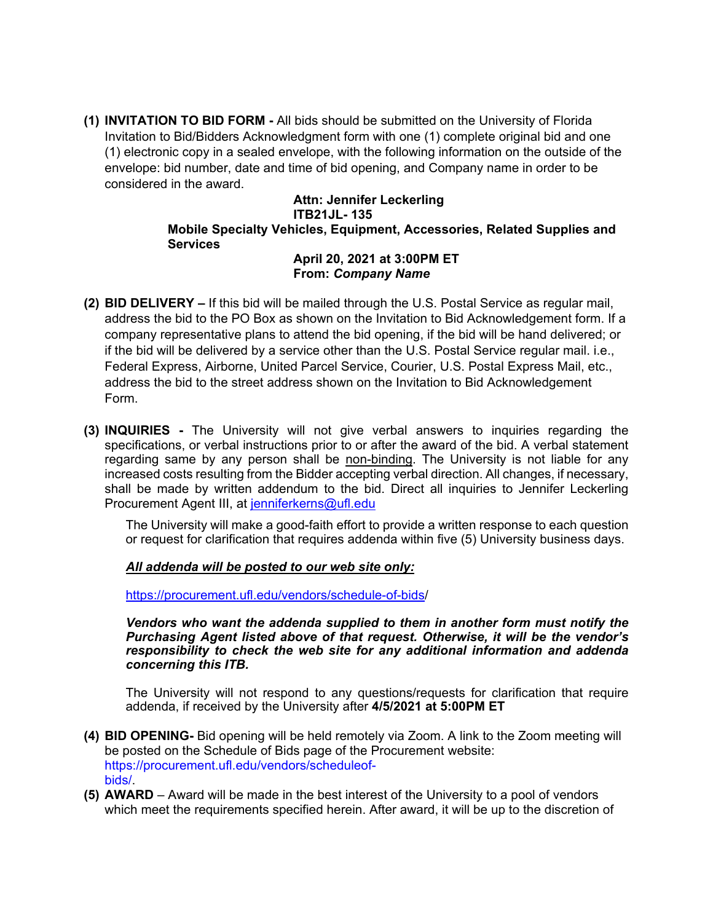**(1) INVITATION TO BID FORM -** All bids should be submitted on the University of Florida Invitation to Bid/Bidders Acknowledgment form with one (1) complete original bid and one (1) electronic copy in a sealed envelope, with the following information on the outside of the envelope: bid number, date and time of bid opening, and Company name in order to be considered in the award.

**Attn: Jennifer Leckerling**
**ITB21JL- 135**
**Mobile Specialty Vehicles, Equipment, Accessories, Related Supplies and Services**
**April 20, 2021 at 3:00PM ET**
**From:** ***Company Name***

**(2) BID DELIVERY –** If this bid will be mailed through the U.S. Postal Service as regular mail, address the bid to the PO Box as shown on the Invitation to Bid Acknowledgement form. If a company representative plans to attend the bid opening, if the bid will be hand delivered; or if the bid will be delivered by a service other than the U.S. Postal Service regular mail. i.e., Federal Express, Airborne, United Parcel Service, Courier, U.S. Postal Express Mail, etc., address the bid to the street address shown on the Invitation to Bid Acknowledgement Form.

**(3) INQUIRIES -** The University will not give verbal answers to inquiries regarding the specifications, or verbal instructions prior to or after the award of the bid. A verbal statement regarding same by any person shall be non-binding. The University is not liable for any increased costs resulting from the Bidder accepting verbal direction. All changes, if necessary, shall be made by written addendum to the bid. Direct all inquiries to Jennifer Leckerling Procurement Agent III, at jenniferkerns@ufl.edu

The University will make a good-faith effort to provide a written response to each question or request for clarification that requires addenda within five (5) University business days.

***All addenda will be posted to our web site only:***

https://procurement.ufl.edu/vendors/schedule-of-bids/

***Vendors who want the addenda supplied to them in another form must notify the Purchasing Agent listed above of that request. Otherwise, it will be the vendor's responsibility to check the web site for any additional information and addenda concerning this ITB.***

The University will not respond to any questions/requests for clarification that require addenda, if received by the University after **4/5/2021 at 5:00PM ET**

**(4) BID OPENING-** Bid opening will be held remotely via Zoom. A link to the Zoom meeting will be posted on the Schedule of Bids page of the Procurement website: https://procurement.ufl.edu/vendors/scheduleof-bids/.

**(5) AWARD** – Award will be made in the best interest of the University to a pool of vendors which meet the requirements specified herein. After award, it will be up to the discretion of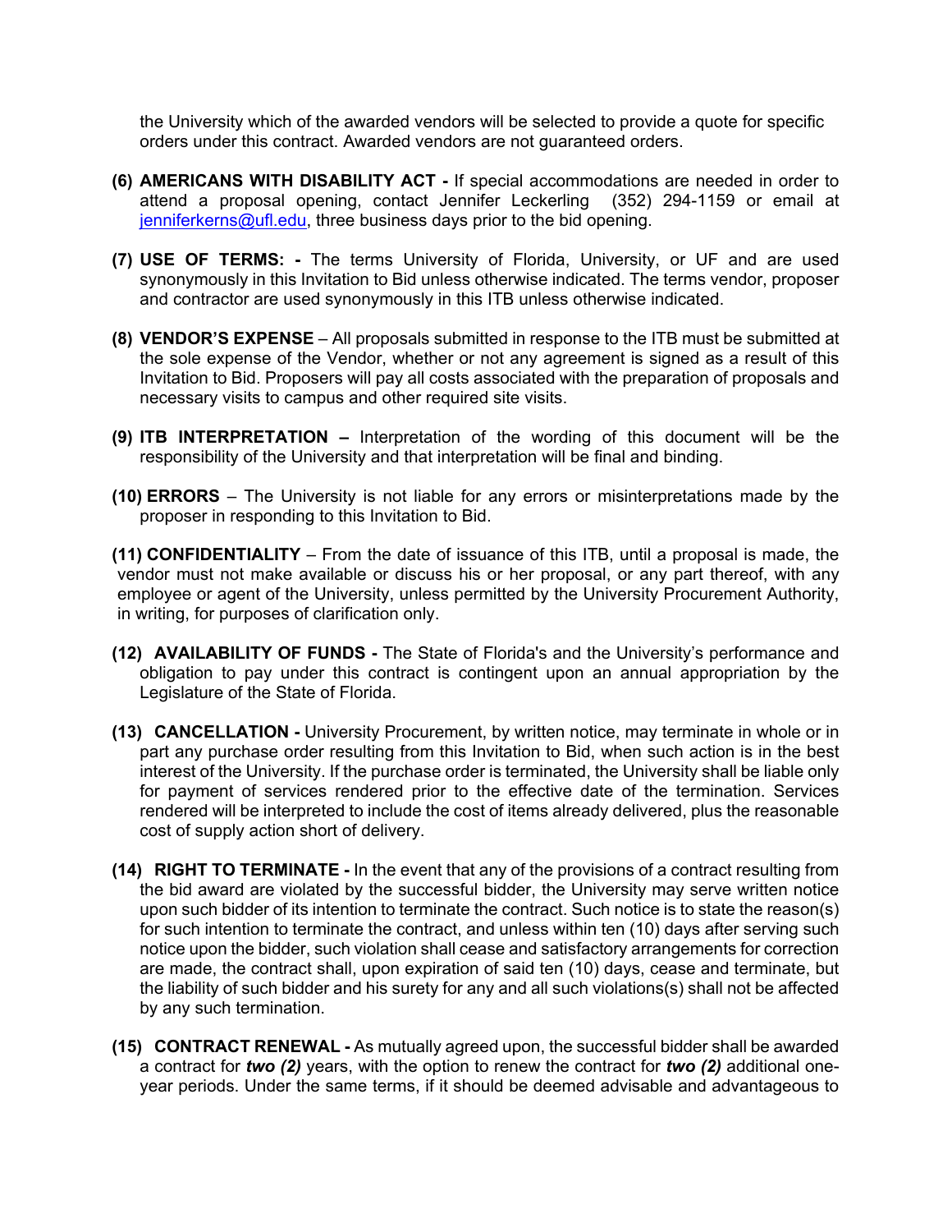the University which of the awarded vendors will be selected to provide a quote for specific orders under this contract. Awarded vendors are not guaranteed orders.

**(6) AMERICANS WITH DISABILITY ACT -** If special accommodations are needed in order to attend a proposal opening, contact Jennifer Leckerling (352) 294-1159 or email at jenniferkerns@ufl.edu, three business days prior to the bid opening.

**(7) USE OF TERMS: -** The terms University of Florida, University, or UF and are used synonymously in this Invitation to Bid unless otherwise indicated. The terms vendor, proposer and contractor are used synonymously in this ITB unless otherwise indicated.

**(8) VENDOR'S EXPENSE** – All proposals submitted in response to the ITB must be submitted at the sole expense of the Vendor, whether or not any agreement is signed as a result of this Invitation to Bid. Proposers will pay all costs associated with the preparation of proposals and necessary visits to campus and other required site visits.

**(9) ITB INTERPRETATION –** Interpretation of the wording of this document will be the responsibility of the University and that interpretation will be final and binding.

**(10) ERRORS** – The University is not liable for any errors or misinterpretations made by the proposer in responding to this Invitation to Bid.

**(11) CONFIDENTIALITY** – From the date of issuance of this ITB, until a proposal is made, the vendor must not make available or discuss his or her proposal, or any part thereof, with any employee or agent of the University, unless permitted by the University Procurement Authority, in writing, for purposes of clarification only.

**(12) AVAILABILITY OF FUNDS -** The State of Florida's and the University's performance and obligation to pay under this contract is contingent upon an annual appropriation by the Legislature of the State of Florida.

**(13) CANCELLATION -** University Procurement, by written notice, may terminate in whole or in part any purchase order resulting from this Invitation to Bid, when such action is in the best interest of the University. If the purchase order is terminated, the University shall be liable only for payment of services rendered prior to the effective date of the termination. Services rendered will be interpreted to include the cost of items already delivered, plus the reasonable cost of supply action short of delivery.

**(14) RIGHT TO TERMINATE -** In the event that any of the provisions of a contract resulting from the bid award are violated by the successful bidder, the University may serve written notice upon such bidder of its intention to terminate the contract. Such notice is to state the reason(s) for such intention to terminate the contract, and unless within ten (10) days after serving such notice upon the bidder, such violation shall cease and satisfactory arrangements for correction are made, the contract shall, upon expiration of said ten (10) days, cease and terminate, but the liability of such bidder and his surety for any and all such violations(s) shall not be affected by any such termination.

**(15) CONTRACT RENEWAL -** As mutually agreed upon, the successful bidder shall be awarded a contract for ***two (2)*** years, with the option to renew the contract for ***two (2)*** additional one-year periods. Under the same terms, if it should be deemed advisable and advantageous to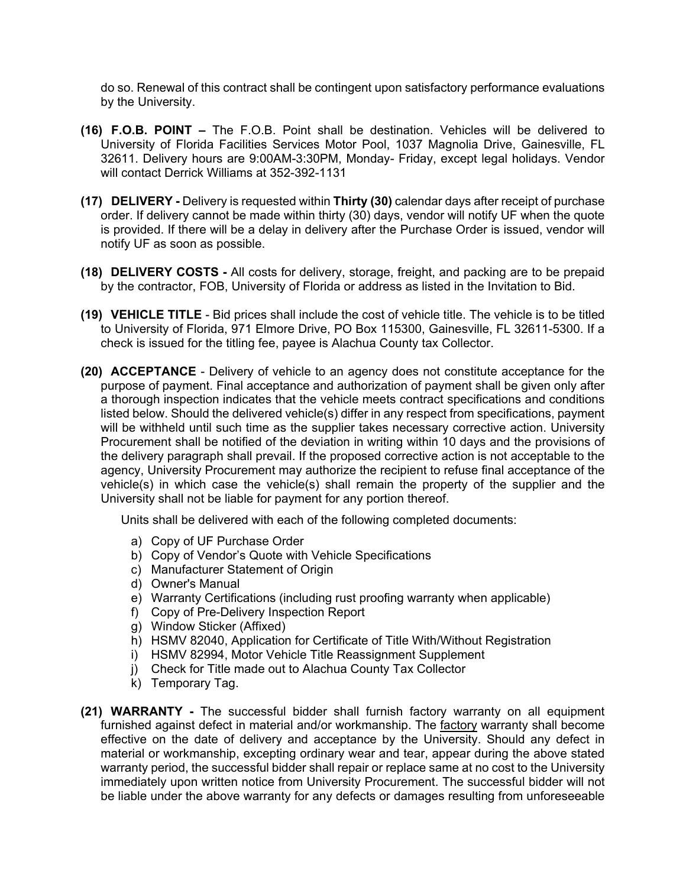do so. Renewal of this contract shall be contingent upon satisfactory performance evaluations by the University.

**(16) F.O.B. POINT –** The F.O.B. Point shall be destination. Vehicles will be delivered to University of Florida Facilities Services Motor Pool, 1037 Magnolia Drive, Gainesville, FL 32611. Delivery hours are 9:00AM-3:30PM, Monday- Friday, except legal holidays. Vendor will contact Derrick Williams at 352-392-1131

**(17) DELIVERY -** Delivery is requested within **Thirty (30)** calendar days after receipt of purchase order. If delivery cannot be made within thirty (30) days, vendor will notify UF when the quote is provided. If there will be a delay in delivery after the Purchase Order is issued, vendor will notify UF as soon as possible.

**(18) DELIVERY COSTS -** All costs for delivery, storage, freight, and packing are to be prepaid by the contractor, FOB, University of Florida or address as listed in the Invitation to Bid.

**(19) VEHICLE TITLE** - Bid prices shall include the cost of vehicle title. The vehicle is to be titled to University of Florida, 971 Elmore Drive, PO Box 115300, Gainesville, FL 32611-5300. If a check is issued for the titling fee, payee is Alachua County tax Collector.

**(20) ACCEPTANCE** - Delivery of vehicle to an agency does not constitute acceptance for the purpose of payment. Final acceptance and authorization of payment shall be given only after a thorough inspection indicates that the vehicle meets contract specifications and conditions listed below. Should the delivered vehicle(s) differ in any respect from specifications, payment will be withheld until such time as the supplier takes necessary corrective action. University Procurement shall be notified of the deviation in writing within 10 days and the provisions of the delivery paragraph shall prevail. If the proposed corrective action is not acceptable to the agency, University Procurement may authorize the recipient to refuse final acceptance of the vehicle(s) in which case the vehicle(s) shall remain the property of the supplier and the University shall not be liable for payment for any portion thereof.

Units shall be delivered with each of the following completed documents:

a) Copy of UF Purchase Order
b) Copy of Vendor's Quote with Vehicle Specifications
c) Manufacturer Statement of Origin
d) Owner's Manual
e) Warranty Certifications (including rust proofing warranty when applicable)
f) Copy of Pre-Delivery Inspection Report
g) Window Sticker (Affixed)
h) HSMV 82040, Application for Certificate of Title With/Without Registration
i) HSMV 82994, Motor Vehicle Title Reassignment Supplement
j) Check for Title made out to Alachua County Tax Collector
k) Temporary Tag.

**(21) WARRANTY -** The successful bidder shall furnish factory warranty on all equipment furnished against defect in material and/or workmanship. The factory warranty shall become effective on the date of delivery and acceptance by the University. Should any defect in material or workmanship, excepting ordinary wear and tear, appear during the above stated warranty period, the successful bidder shall repair or replace same at no cost to the University immediately upon written notice from University Procurement. The successful bidder will not be liable under the above warranty for any defects or damages resulting from unforeseeable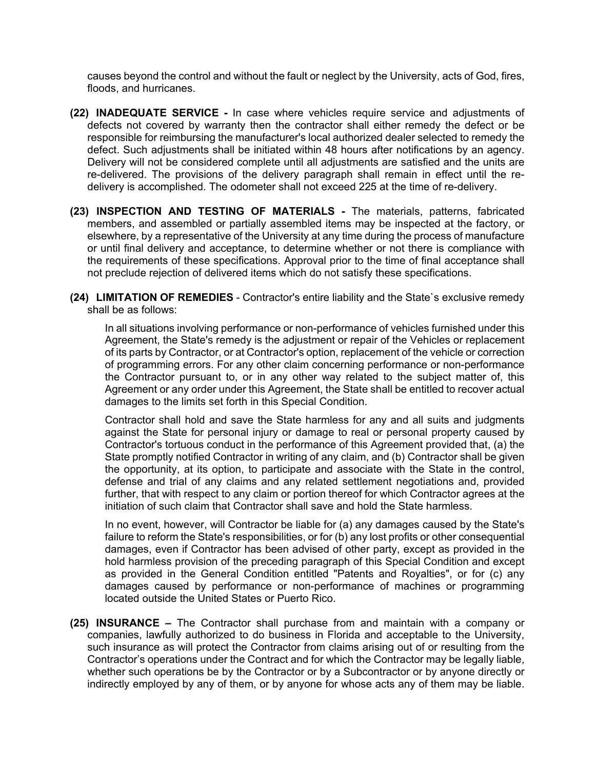causes beyond the control and without the fault or neglect by the University, acts of God, fires, floods, and hurricanes.

**(22) INADEQUATE SERVICE -** In case where vehicles require service and adjustments of defects not covered by warranty then the contractor shall either remedy the defect or be responsible for reimbursing the manufacturer's local authorized dealer selected to remedy the defect. Such adjustments shall be initiated within 48 hours after notifications by an agency. Delivery will not be considered complete until all adjustments are satisfied and the units are re-delivered. The provisions of the delivery paragraph shall remain in effect until the re-delivery is accomplished. The odometer shall not exceed 225 at the time of re-delivery.

**(23) INSPECTION AND TESTING OF MATERIALS -** The materials, patterns, fabricated members, and assembled or partially assembled items may be inspected at the factory, or elsewhere, by a representative of the University at any time during the process of manufacture or until final delivery and acceptance, to determine whether or not there is compliance with the requirements of these specifications. Approval prior to the time of final acceptance shall not preclude rejection of delivered items which do not satisfy these specifications.

**(24) LIMITATION OF REMEDIES** - Contractor's entire liability and the State`s exclusive remedy shall be as follows:

In all situations involving performance or non-performance of vehicles furnished under this Agreement, the State's remedy is the adjustment or repair of the Vehicles or replacement of its parts by Contractor, or at Contractor's option, replacement of the vehicle or correction of programming errors. For any other claim concerning performance or non-performance the Contractor pursuant to, or in any other way related to the subject matter of, this Agreement or any order under this Agreement, the State shall be entitled to recover actual damages to the limits set forth in this Special Condition.

Contractor shall hold and save the State harmless for any and all suits and judgments against the State for personal injury or damage to real or personal property caused by Contractor's tortuous conduct in the performance of this Agreement provided that, (a) the State promptly notified Contractor in writing of any claim, and (b) Contractor shall be given the opportunity, at its option, to participate and associate with the State in the control, defense and trial of any claims and any related settlement negotiations and, provided further, that with respect to any claim or portion thereof for which Contractor agrees at the initiation of such claim that Contractor shall save and hold the State harmless.

In no event, however, will Contractor be liable for (a) any damages caused by the State's failure to reform the State's responsibilities, or for (b) any lost profits or other consequential damages, even if Contractor has been advised of other party, except as provided in the hold harmless provision of the preceding paragraph of this Special Condition and except as provided in the General Condition entitled "Patents and Royalties", or for (c) any damages caused by performance or non-performance of machines or programming located outside the United States or Puerto Rico.

**(25) INSURANCE –** The Contractor shall purchase from and maintain with a company or companies, lawfully authorized to do business in Florida and acceptable to the University, such insurance as will protect the Contractor from claims arising out of or resulting from the Contractor's operations under the Contract and for which the Contractor may be legally liable, whether such operations be by the Contractor or by a Subcontractor or by anyone directly or indirectly employed by any of them, or by anyone for whose acts any of them may be liable.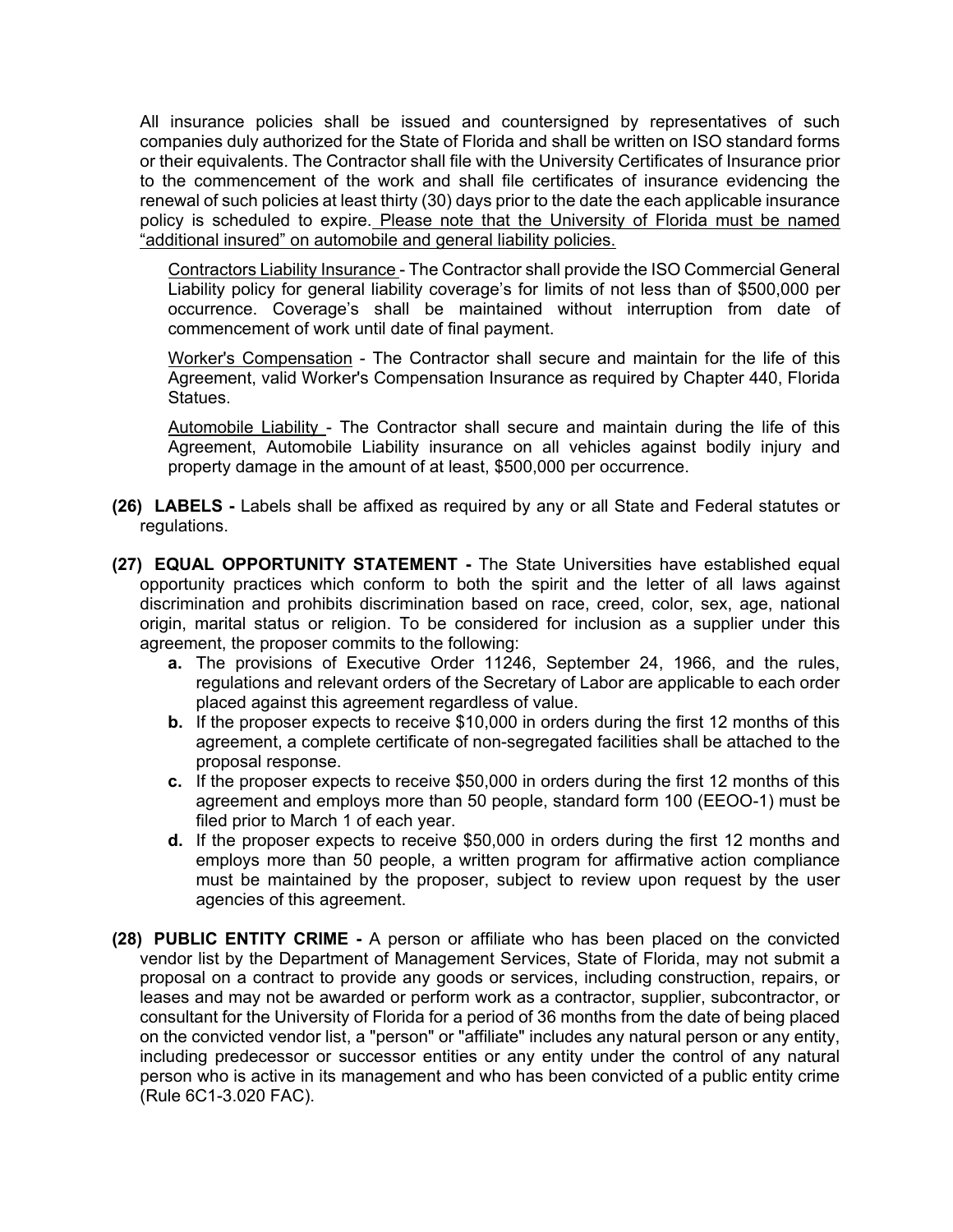All insurance policies shall be issued and countersigned by representatives of such companies duly authorized for the State of Florida and shall be written on ISO standard forms or their equivalents. The Contractor shall file with the University Certificates of Insurance prior to the commencement of the work and shall file certificates of insurance evidencing the renewal of such policies at least thirty (30) days prior to the date the each applicable insurance policy is scheduled to expire. Please note that the University of Florida must be named "additional insured" on automobile and general liability policies.

Contractors Liability Insurance - The Contractor shall provide the ISO Commercial General Liability policy for general liability coverage's for limits of not less than of $500,000 per occurrence. Coverage's shall be maintained without interruption from date of commencement of work until date of final payment.

Worker's Compensation - The Contractor shall secure and maintain for the life of this Agreement, valid Worker's Compensation Insurance as required by Chapter 440, Florida Statues.

Automobile Liability - The Contractor shall secure and maintain during the life of this Agreement, Automobile Liability insurance on all vehicles against bodily injury and property damage in the amount of at least, $500,000 per occurrence.

**(26) LABELS -** Labels shall be affixed as required by any or all State and Federal statutes or regulations.

**(27) EQUAL OPPORTUNITY STATEMENT -** The State Universities have established equal opportunity practices which conform to both the spirit and the letter of all laws against discrimination and prohibits discrimination based on race, creed, color, sex, age, national origin, marital status or religion. To be considered for inclusion as a supplier under this agreement, the proposer commits to the following:

- **a.** The provisions of Executive Order 11246, September 24, 1966, and the rules, regulations and relevant orders of the Secretary of Labor are applicable to each order placed against this agreement regardless of value.
- **b.** If the proposer expects to receive $10,000 in orders during the first 12 months of this agreement, a complete certificate of non-segregated facilities shall be attached to the proposal response.
- **c.** If the proposer expects to receive $50,000 in orders during the first 12 months of this agreement and employs more than 50 people, standard form 100 (EEOO-1) must be filed prior to March 1 of each year.
- **d.** If the proposer expects to receive $50,000 in orders during the first 12 months and employs more than 50 people, a written program for affirmative action compliance must be maintained by the proposer, subject to review upon request by the user agencies of this agreement.

**(28) PUBLIC ENTITY CRIME -** A person or affiliate who has been placed on the convicted vendor list by the Department of Management Services, State of Florida, may not submit a proposal on a contract to provide any goods or services, including construction, repairs, or leases and may not be awarded or perform work as a contractor, supplier, subcontractor, or consultant for the University of Florida for a period of 36 months from the date of being placed on the convicted vendor list, a "person" or "affiliate" includes any natural person or any entity, including predecessor or successor entities or any entity under the control of any natural person who is active in its management and who has been convicted of a public entity crime (Rule 6C1-3.020 FAC).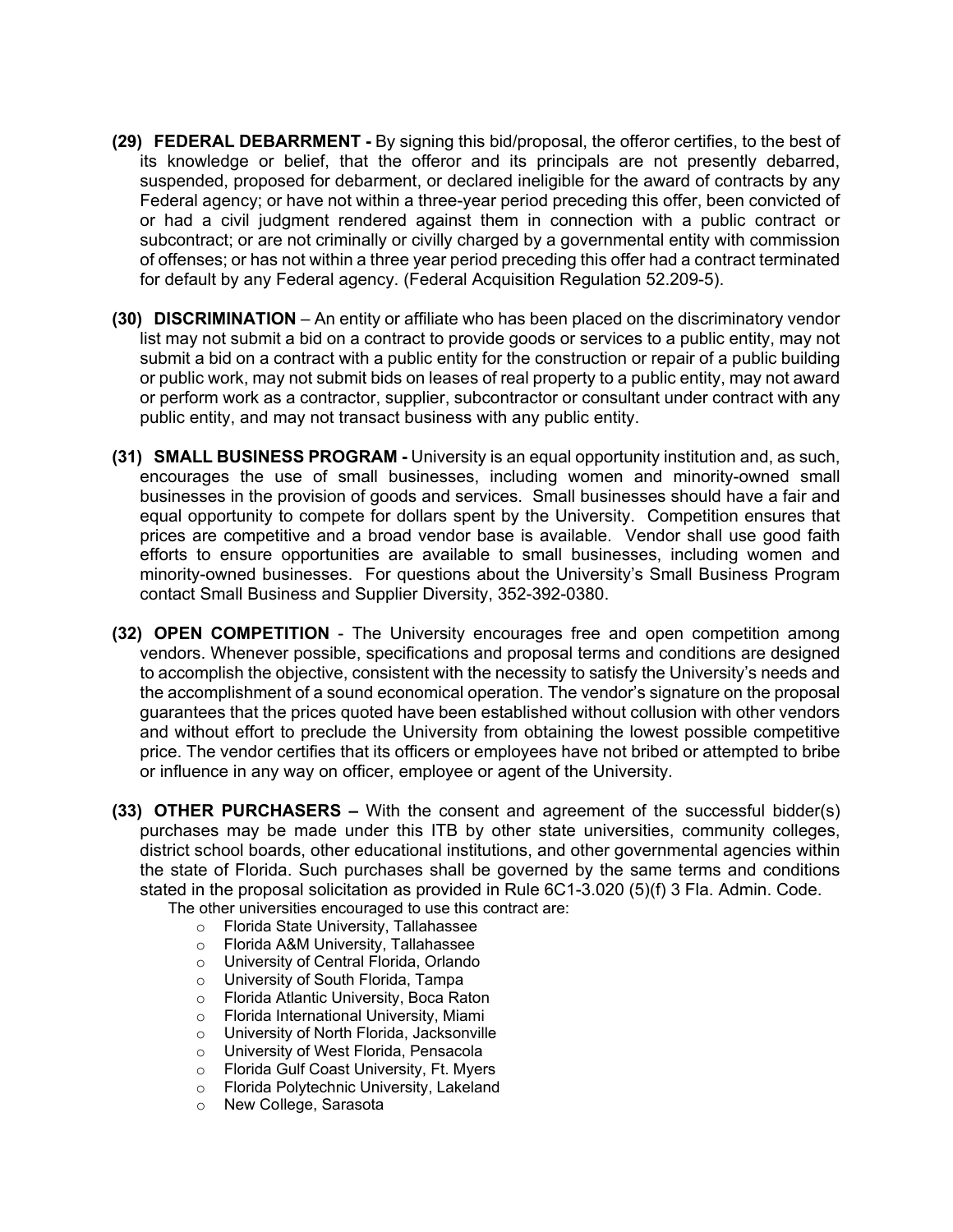**(29) FEDERAL DEBARRMENT -** By signing this bid/proposal, the offeror certifies, to the best of its knowledge or belief, that the offeror and its principals are not presently debarred, suspended, proposed for debarment, or declared ineligible for the award of contracts by any Federal agency; or have not within a three-year period preceding this offer, been convicted of or had a civil judgment rendered against them in connection with a public contract or subcontract; or are not criminally or civilly charged by a governmental entity with commission of offenses; or has not within a three year period preceding this offer had a contract terminated for default by any Federal agency. (Federal Acquisition Regulation 52.209-5).

**(30) DISCRIMINATION** – An entity or affiliate who has been placed on the discriminatory vendor list may not submit a bid on a contract to provide goods or services to a public entity, may not submit a bid on a contract with a public entity for the construction or repair of a public building or public work, may not submit bids on leases of real property to a public entity, may not award or perform work as a contractor, supplier, subcontractor or consultant under contract with any public entity, and may not transact business with any public entity.

**(31) SMALL BUSINESS PROGRAM -** University is an equal opportunity institution and, as such, encourages the use of small businesses, including women and minority-owned small businesses in the provision of goods and services. Small businesses should have a fair and equal opportunity to compete for dollars spent by the University. Competition ensures that prices are competitive and a broad vendor base is available. Vendor shall use good faith efforts to ensure opportunities are available to small businesses, including women and minority-owned businesses. For questions about the University's Small Business Program contact Small Business and Supplier Diversity, 352-392-0380.

**(32) OPEN COMPETITION** - The University encourages free and open competition among vendors. Whenever possible, specifications and proposal terms and conditions are designed to accomplish the objective, consistent with the necessity to satisfy the University's needs and the accomplishment of a sound economical operation. The vendor's signature on the proposal guarantees that the prices quoted have been established without collusion with other vendors and without effort to preclude the University from obtaining the lowest possible competitive price. The vendor certifies that its officers or employees have not bribed or attempted to bribe or influence in any way on officer, employee or agent of the University.

**(33) OTHER PURCHASERS –** With the consent and agreement of the successful bidder(s) purchases may be made under this ITB by other state universities, community colleges, district school boards, other educational institutions, and other governmental agencies within the state of Florida. Such purchases shall be governed by the same terms and conditions stated in the proposal solicitation as provided in Rule 6C1-3.020 (5)(f) 3 Fla. Admin. Code.

The other universities encouraged to use this contract are:

- Florida State University, Tallahassee
- Florida A&M University, Tallahassee
- University of Central Florida, Orlando
- University of South Florida, Tampa
- Florida Atlantic University, Boca Raton
- Florida International University, Miami
- University of North Florida, Jacksonville
- University of West Florida, Pensacola
- Florida Gulf Coast University, Ft. Myers
- Florida Polytechnic University, Lakeland
- New College, Sarasota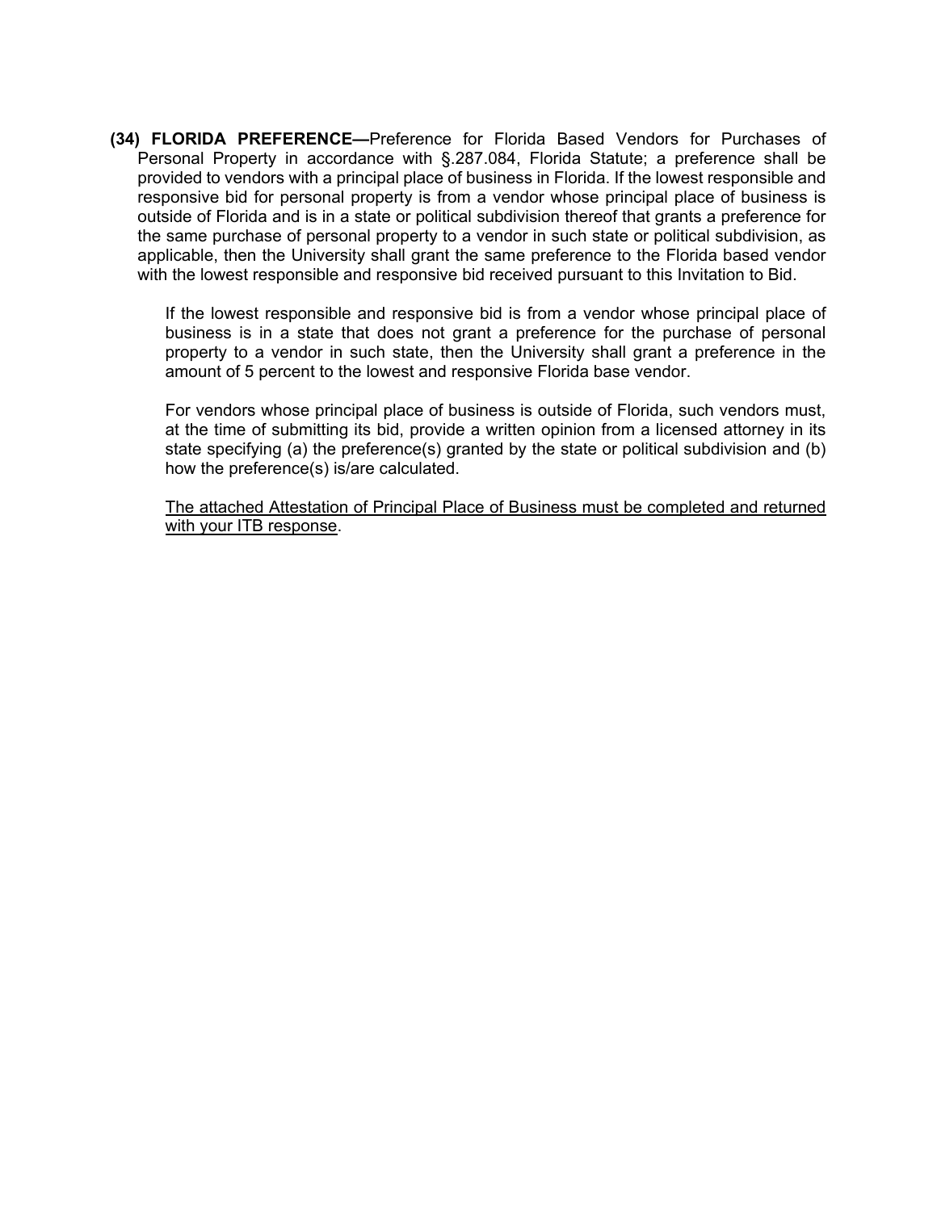**(34) FLORIDA PREFERENCE—**Preference for Florida Based Vendors for Purchases of Personal Property in accordance with §.287.084, Florida Statute; a preference shall be provided to vendors with a principal place of business in Florida. If the lowest responsible and responsive bid for personal property is from a vendor whose principal place of business is outside of Florida and is in a state or political subdivision thereof that grants a preference for the same purchase of personal property to a vendor in such state or political subdivision, as applicable, then the University shall grant the same preference to the Florida based vendor with the lowest responsible and responsive bid received pursuant to this Invitation to Bid.

If the lowest responsible and responsive bid is from a vendor whose principal place of business is in a state that does not grant a preference for the purchase of personal property to a vendor in such state, then the University shall grant a preference in the amount of 5 percent to the lowest and responsive Florida base vendor.

For vendors whose principal place of business is outside of Florida, such vendors must, at the time of submitting its bid, provide a written opinion from a licensed attorney in its state specifying (a) the preference(s) granted by the state or political subdivision and (b) how the preference(s) is/are calculated.

<u>The attached Attestation of Principal Place of Business must be completed and returned with your ITB response</u>.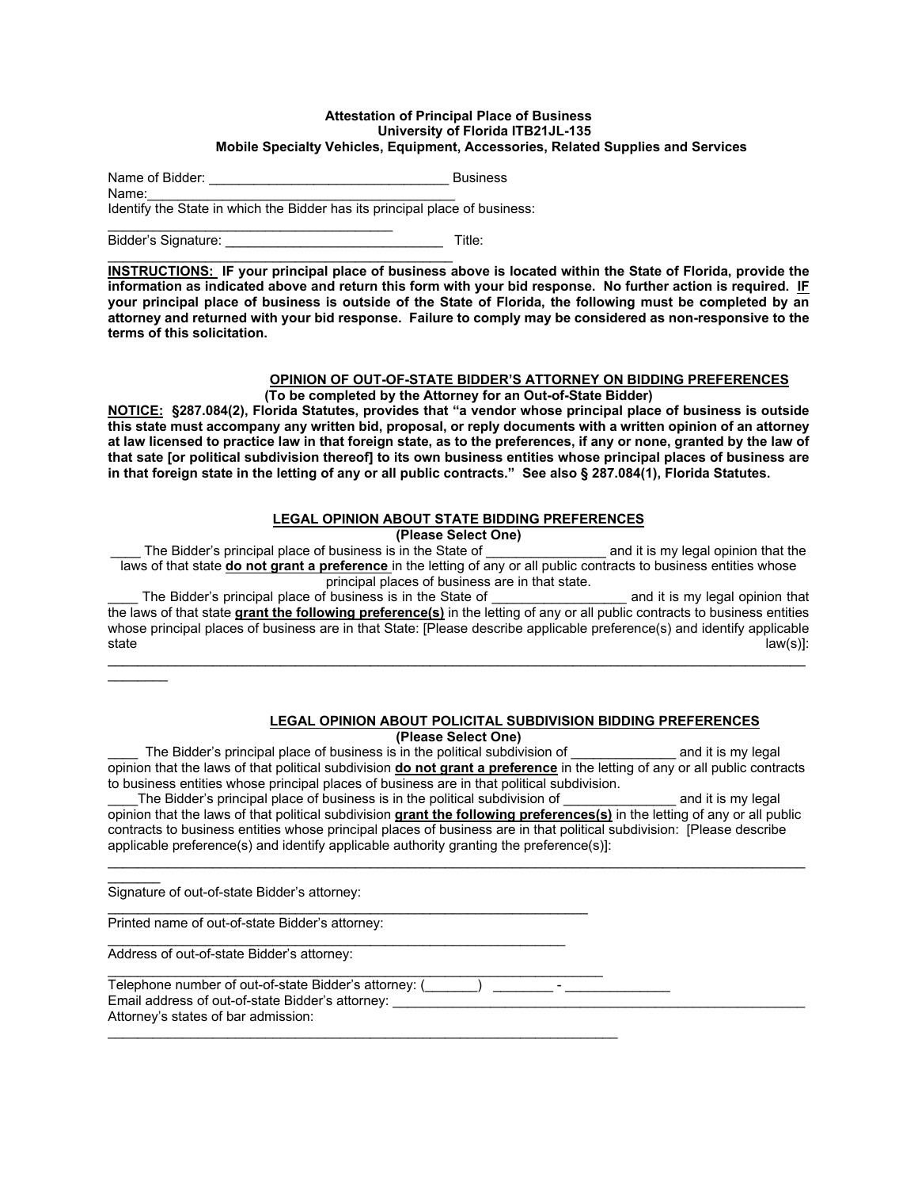**Attestation of Principal Place of Business**
**University of Florida ITB21JL-135**
**Mobile Specialty Vehicles, Equipment, Accessories, Related Supplies and Services**

Name of Bidder: ________________________________ Business Name:_________________________________________

Identify the State in which the Bidder has its principal place of business: ________________________________________

Bidder's Signature: _____________________________ Title: ________________________________________

**INSTRUCTIONS: IF your principal place of business above is located within the State of Florida, provide the information as indicated above and return this form with your bid response. No further action is required. IF your principal place of business is outside of the State of Florida, the following must be completed by an attorney and returned with your bid response. Failure to comply may be considered as non-responsive to the terms of this solicitation.**

**OPINION OF OUT-OF-STATE BIDDER'S ATTORNEY ON BIDDING PREFERENCES**
**(To be completed by the Attorney for an Out-of-State Bidder)**

**NOTICE: §287.084(2), Florida Statutes, provides that "a vendor whose principal place of business is outside this state must accompany any written bid, proposal, or reply documents with a written opinion of an attorney at law licensed to practice law in that foreign state, as to the preferences, if any or none, granted by the law of that sate [or political subdivision thereof] to its own business entities whose principal places of business are in that foreign state in the letting of any or all public contracts." See also § 287.084(1), Florida Statutes.**

**LEGAL OPINION ABOUT STATE BIDDING PREFERENCES**
**(Please Select One)**

____ The Bidder's principal place of business is in the State of ________________ and it is my legal opinion that the laws of that state **do not grant a preference** in the letting of any or all public contracts to business entities whose principal places of business are in that state.

____ The Bidder's principal place of business is in the State of _________________ and it is my legal opinion that the laws of that state **grant the following preference(s)** in the letting of any or all public contracts to business entities whose principal places of business are in that State: [Please describe applicable preference(s) and identify applicable state law(s)]: ____________________________________________________________________________________________________________

**LEGAL OPINION ABOUT POLICITAL SUBDIVISION BIDDING PREFERENCES**
**(Please Select One)**

____ The Bidder's principal place of business is in the political subdivision of ______________ and it is my legal opinion that the laws of that political subdivision **do not grant a preference** in the letting of any or all public contracts to business entities whose principal places of business are in that political subdivision.

____The Bidder's principal place of business is in the political subdivision of _______________ and it is my legal opinion that the laws of that political subdivision **grant the following preferences(s)** in the letting of any or all public contracts to business entities whose principal places of business are in that political subdivision: [Please describe applicable preference(s) and identify applicable authority granting the preference(s)]: ____________________________________________________________________________________________________________

Signature of out-of-state Bidder's attorney: ______________________________________________________________

Printed name of out-of-state Bidder's attorney: ___________________________________________________________

Address of out-of-state Bidder's attorney: _________________________________________________________________

Telephone number of out-of-state Bidder's attorney: (_______) ________ - ______________

Email address of out-of-state Bidder's attorney: _________________________________________________________

Attorney's states of bar admission: _____________________________________________________________________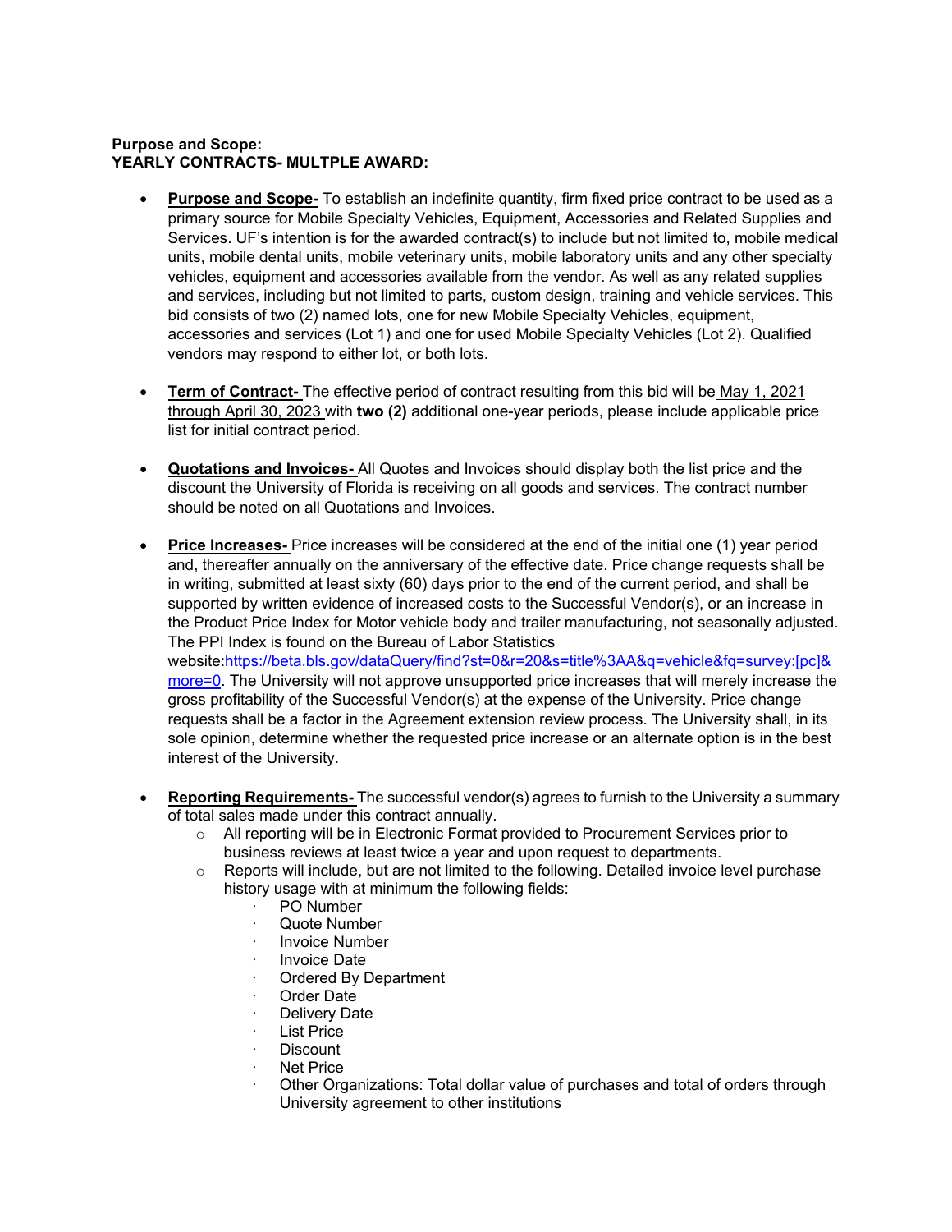**Purpose and Scope:**
**YEARLY CONTRACTS- MULTPLE AWARD:**

- **Purpose and Scope-** To establish an indefinite quantity, firm fixed price contract to be used as a primary source for Mobile Specialty Vehicles, Equipment, Accessories and Related Supplies and Services. UF's intention is for the awarded contract(s) to include but not limited to, mobile medical units, mobile dental units, mobile veterinary units, mobile laboratory units and any other specialty vehicles, equipment and accessories available from the vendor. As well as any related supplies and services, including but not limited to parts, custom design, training and vehicle services. This bid consists of two (2) named lots, one for new Mobile Specialty Vehicles, equipment, accessories and services (Lot 1) and one for used Mobile Specialty Vehicles (Lot 2). Qualified vendors may respond to either lot, or both lots.

- **Term of Contract-** The effective period of contract resulting from this bid will be May 1, 2021 through April 30, 2023 with **two (2)** additional one-year periods, please include applicable price list for initial contract period.

- **Quotations and Invoices-** All Quotes and Invoices should display both the list price and the discount the University of Florida is receiving on all goods and services. The contract number should be noted on all Quotations and Invoices.

- **Price Increases-** Price increases will be considered at the end of the initial one (1) year period and, thereafter annually on the anniversary of the effective date. Price change requests shall be in writing, submitted at least sixty (60) days prior to the end of the current period, and shall be supported by written evidence of increased costs to the Successful Vendor(s), or an increase in the Product Price Index for Motor vehicle body and trailer manufacturing, not seasonally adjusted. The PPI Index is found on the Bureau of Labor Statistics website:https://beta.bls.gov/dataQuery/find?st=0&r=20&s=title%3AA&q=vehicle&fq=survey:[pc]&more=0. The University will not approve unsupported price increases that will merely increase the gross profitability of the Successful Vendor(s) at the expense of the University. Price change requests shall be a factor in the Agreement extension review process. The University shall, in its sole opinion, determine whether the requested price increase or an alternate option is in the best interest of the University.

- **Reporting Requirements-** The successful vendor(s) agrees to furnish to the University a summary of total sales made under this contract annually.
  - All reporting will be in Electronic Format provided to Procurement Services prior to business reviews at least twice a year and upon request to departments.
  - Reports will include, but are not limited to the following. Detailed invoice level purchase history usage with at minimum the following fields:
    - PO Number
    - Quote Number
    - Invoice Number
    - Invoice Date
    - Ordered By Department
    - Order Date
    - Delivery Date
    - List Price
    - Discount
    - Net Price
    - Other Organizations: Total dollar value of purchases and total of orders through University agreement to other institutions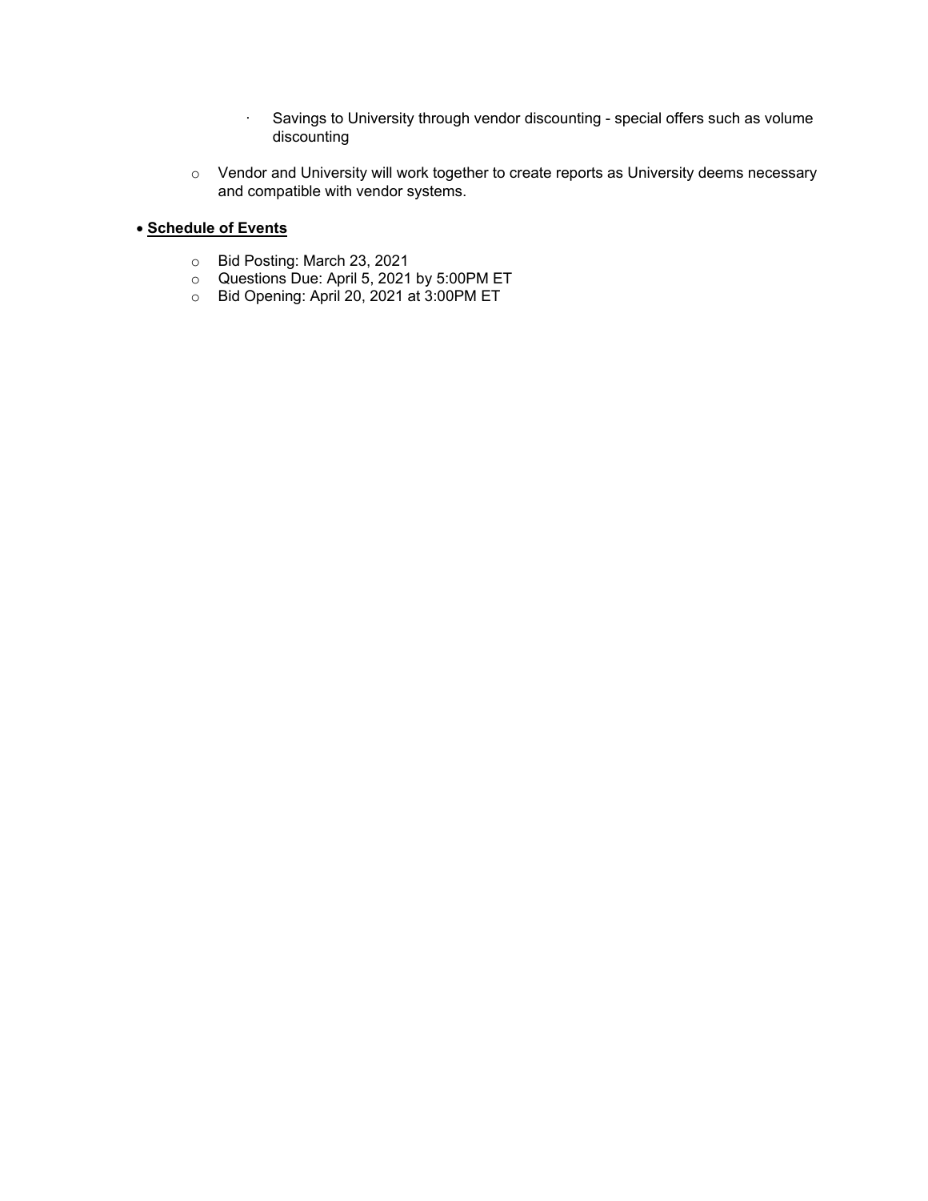- Savings to University through vendor discounting - special offers such as volume discounting

    - Vendor and University will work together to create reports as University deems necessary and compatible with vendor systems.

- **<u>Schedule of Events</u>**

    - Bid Posting: March 23, 2021
    - Questions Due: April 5, 2021 by 5:00PM ET
    - Bid Opening: April 20, 2021 at 3:00PM ET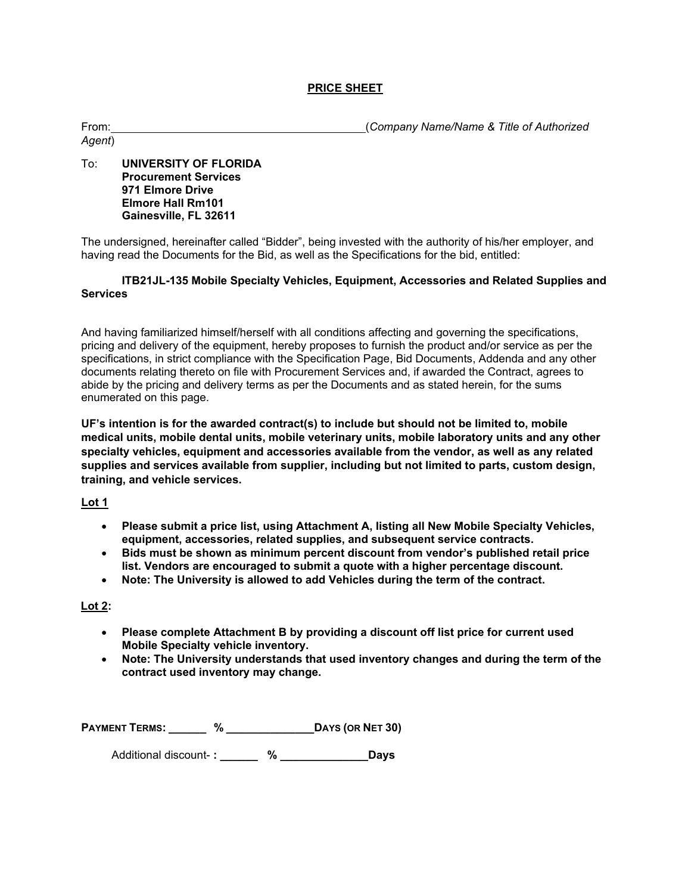## PRICE SHEET

From:________________________________________(*Company Name/Name & Title of Authorized Agent*)

To: **UNIVERSITY OF FLORIDA**
**Procurement Services**
**971 Elmore Drive**
**Elmore Hall Rm101**
**Gainesville, FL 32611**

The undersigned, hereinafter called "Bidder", being invested with the authority of his/her employer, and having read the Documents for the Bid, as well as the Specifications for the bid, entitled:

**ITB21JL-135 Mobile Specialty Vehicles, Equipment, Accessories and Related Supplies and Services**

And having familiarized himself/herself with all conditions affecting and governing the specifications, pricing and delivery of the equipment, hereby proposes to furnish the product and/or service as per the specifications, in strict compliance with the Specification Page, Bid Documents, Addenda and any other documents relating thereto on file with Procurement Services and, if awarded the Contract, agrees to abide by the pricing and delivery terms as per the Documents and as stated herein, for the sums enumerated on this page.

**UF's intention is for the awarded contract(s) to include but should not be limited to, mobile medical units, mobile dental units, mobile veterinary units, mobile laboratory units and any other specialty vehicles, equipment and accessories available from the vendor, as well as any related supplies and services available from supplier, including but not limited to parts, custom design, training, and vehicle services.**

**Lot 1**

- **Please submit a price list, using Attachment A, listing all New Mobile Specialty Vehicles, equipment, accessories, related supplies, and subsequent service contracts.**
- **Bids must be shown as minimum percent discount from vendor's published retail price list. Vendors are encouraged to submit a quote with a higher percentage discount.**
- **Note: The University is allowed to add Vehicles during the term of the contract.**

**Lot 2:**

- **Please complete Attachment B by providing a discount off list price for current used Mobile Specialty vehicle inventory.**
- **Note: The University understands that used inventory changes and during the term of the contract used inventory may change.**

**PAYMENT TERMS: ______ % ______________DAYS (OR NET 30)**

Additional discount- **: ______ % ______________Days**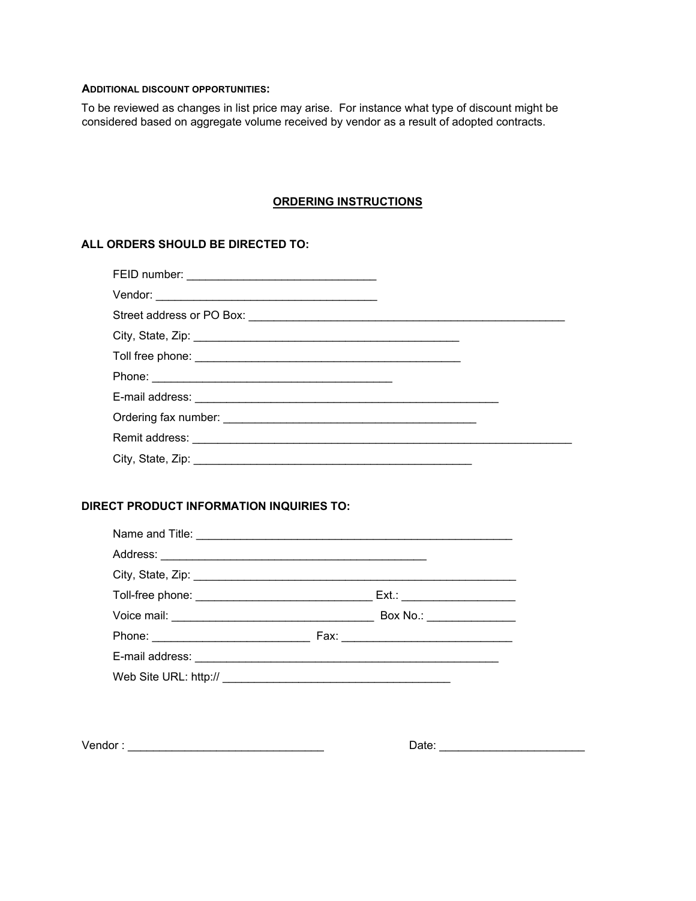**ADDITIONAL DISCOUNT OPPORTUNITIES:**

To be reviewed as changes in list price may arise. For instance what type of discount might be considered based on aggregate volume received by vendor as a result of adopted contracts.

## ORDERING INSTRUCTIONS

**ALL ORDERS SHOULD BE DIRECTED TO:**

FEID number: ______________________________

Vendor: __________________________________

Street address or PO Box: __________________________________________________

City, State, Zip: __________________________________________

Toll free phone: __________________________________________

Phone: ______________________________________

E-mail address: ________________________________________________

Ordering fax number: ________________________________________

Remit address: ____________________________________________________________

City, State, Zip: ____________________________________________

**DIRECT PRODUCT INFORMATION INQUIRIES TO:**

Name and Title: __________________________________________________

Address: ________________________________________

City, State, Zip: ___________________________________________________

Toll-free phone: ____________________________ Ext.: __________________

Voice mail: ________________________________ Box No.: ______________

Phone: _________________________ Fax: ___________________________

E-mail address: ________________________________________________

Web Site URL: http:// ___________________________________

Vendor : _______________________________ Date: _______________________